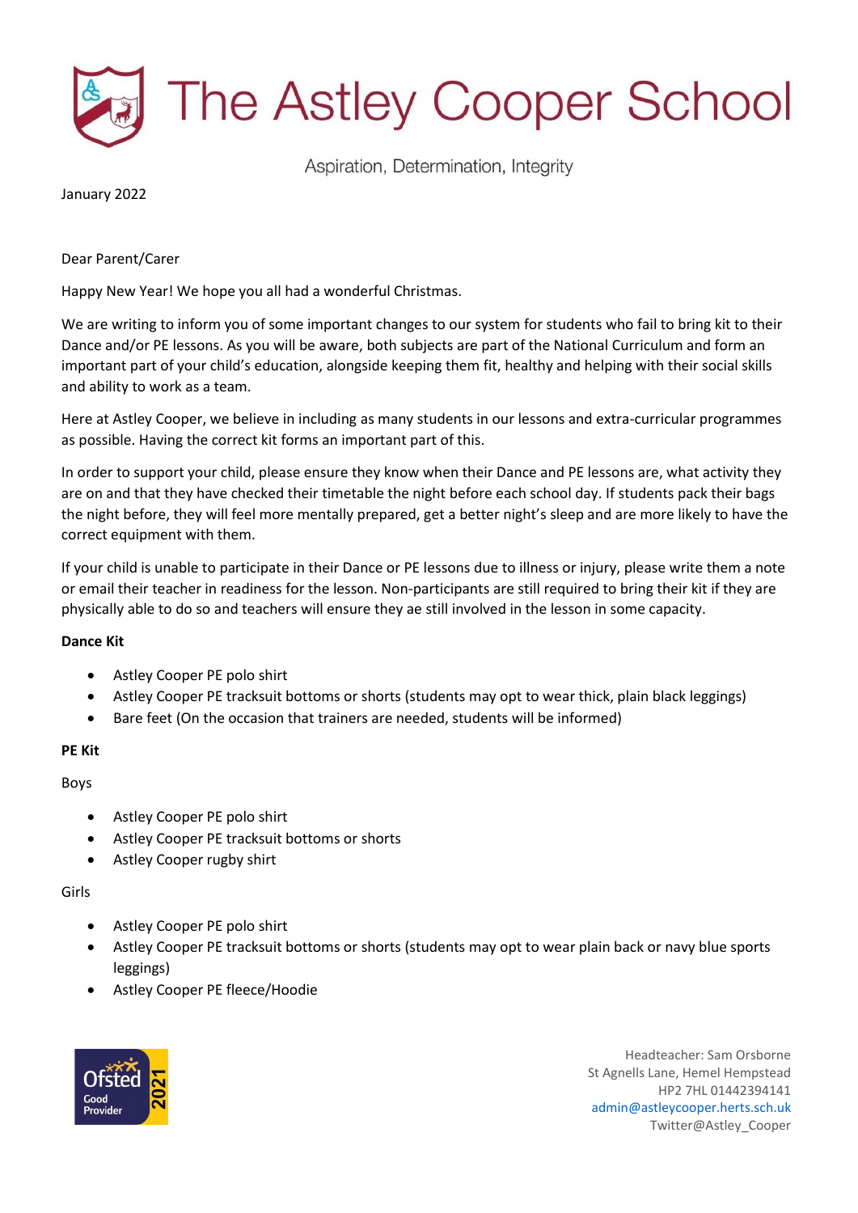# The Astley Cooper School

Aspiration, Determination, Integrity

January 2022

Dear Parent/Carer

Happy New Year! We hope you all had a wonderful Christmas.

We are writing to inform you of some important changes to our system for students who fail to bring kit to their Dance and/or PE lessons. As you will be aware, both subjects are part of the National Curriculum and form an important part of your child's education, alongside keeping them fit, healthy and helping with their social skills and ability to work as a team.

Here at Astley Cooper, we believe in including as many students in our lessons and extra-curricular programmes as possible. Having the correct kit forms an important part of this.

In order to support your child, please ensure they know when their Dance and PE lessons are, what activity they are on and that they have checked their timetable the night before each school day. If students pack their bags the night before, they will feel more mentally prepared, get a better night's sleep and are more likely to have the correct equipment with them.

If your child is unable to participate in their Dance or PE lessons due to illness or injury, please write them a note or email their teacher in readiness for the lesson. Non-participants are still required to bring their kit if they are physically able to do so and teachers will ensure they ae still involved in the lesson in some capacity.

**Dance Kit**

- Astley Cooper PE polo shirt
- Astley Cooper PE tracksuit bottoms or shorts (students may opt to wear thick, plain black leggings)
- Bare feet (On the occasion that trainers are needed, students will be informed)

**PE Kit**

Boys

- Astley Cooper PE polo shirt
- Astley Cooper PE tracksuit bottoms or shorts
- Astley Cooper rugby shirt

Girls

- Astley Cooper PE polo shirt
- Astley Cooper PE tracksuit bottoms or shorts (students may opt to wear plain back or navy blue sports leggings)
- Astley Cooper PE fleece/Hoodie

Ofsted Good Provider 2021

Headteacher: Sam Orsborne
St Agnells Lane, Hemel Hempstead
HP2 7HL 01442394141
admin@astleycooper.herts.sch.uk
Twitter@Astley_Cooper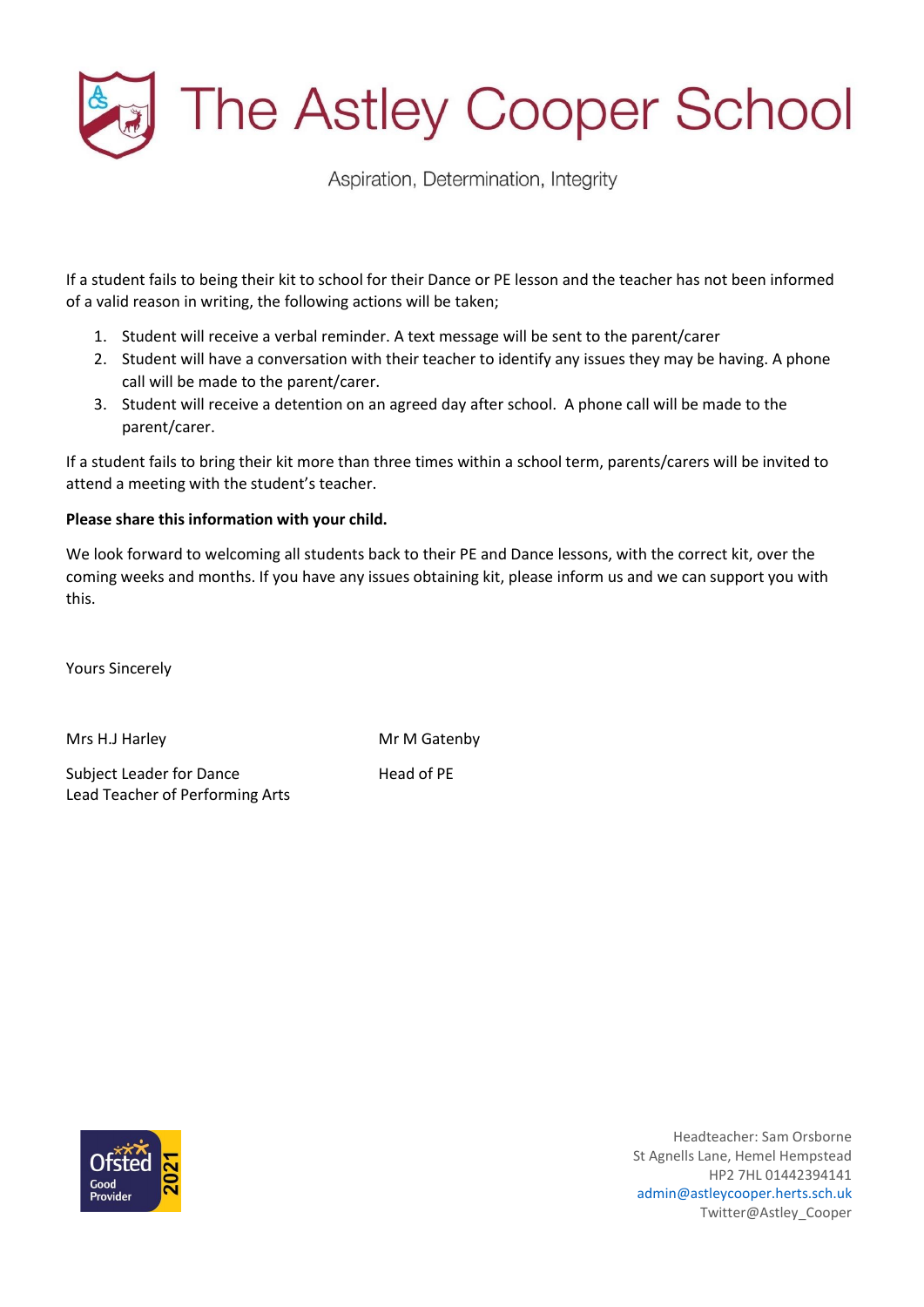# The Astley Cooper School

Aspiration, Determination, Integrity

If a student fails to being their kit to school for their Dance or PE lesson and the teacher has not been informed of a valid reason in writing, the following actions will be taken;

1. Student will receive a verbal reminder. A text message will be sent to the parent/carer
2. Student will have a conversation with their teacher to identify any issues they may be having. A phone call will be made to the parent/carer.
3. Student will receive a detention on an agreed day after school. A phone call will be made to the parent/carer.

If a student fails to bring their kit more than three times within a school term, parents/carers will be invited to attend a meeting with the student's teacher.

**Please share this information with your child.**

We look forward to welcoming all students back to their PE and Dance lessons, with the correct kit, over the coming weeks and months. If you have any issues obtaining kit, please inform us and we can support you with this.

Yours Sincerely

Mrs H.J Harley
Subject Leader for Dance
Lead Teacher of Performing Arts

Mr M Gatenby
Head of PE

Ofsted Good Provider 2021

Headteacher: Sam Orsborne
St Agnells Lane, Hemel Hempstead
HP2 7HL 01442394141
admin@astleycooper.herts.sch.uk
Twitter@Astley_Cooper